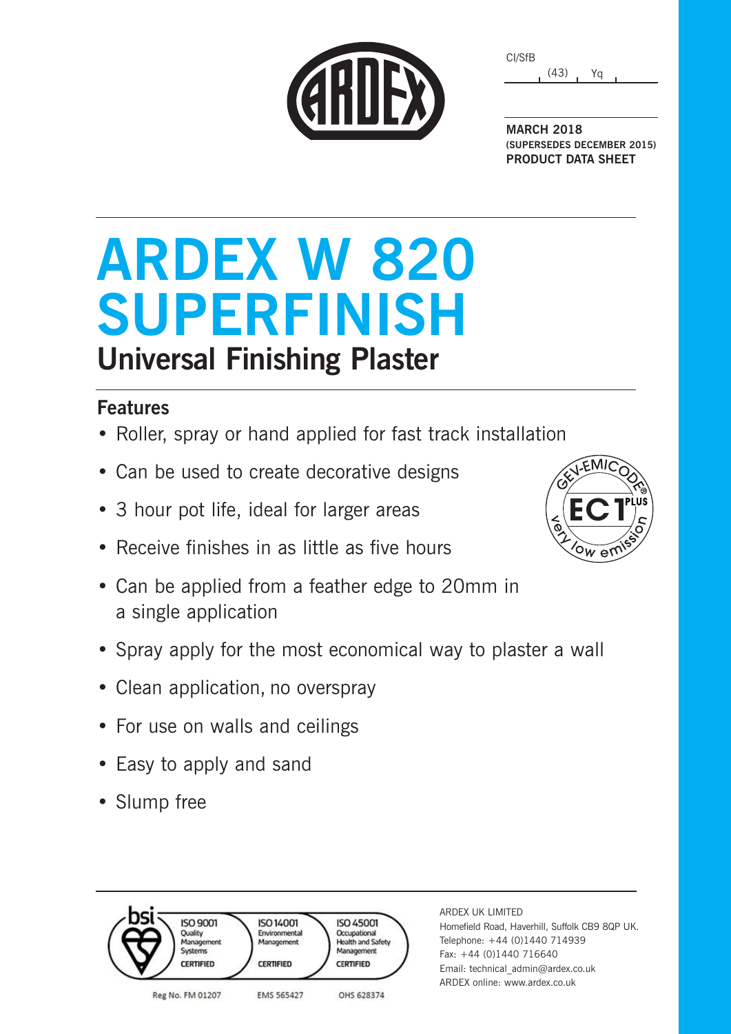CI/SfB

(43) Yq

**MARCH 2018**
**(SUPERSEDES DECEMBER 2015)**
**PRODUCT DATA SHEET**

# ARDEX W 820 SUPERFINISH

## Universal Finishing Plaster

### Features

- Roller, spray or hand applied for fast track installation
- Can be used to create decorative designs
- 3 hour pot life, ideal for larger areas
- Receive finishes in as little as five hours
- Can be applied from a feather edge to 20mm in a single application
- Spray apply for the most economical way to plaster a wall
- Clean application, no overspray
- For use on walls and ceilings
- Easy to apply and sand
- Slump free

GEV-EMICODE® EC1 PLUS very low emission

bsi
ISO 9001 Quality Management Systems CERTIFIED — Reg No. FM 01207
ISO 14001 Environmental Management CERTIFIED — EMS 565427
ISO 45001 Occupational Health and Safety Management CERTIFIED — OHS 628374

ARDEX UK LIMITED
Homefield Road, Haverhill, Suffolk CB9 8QP UK.
Telephone: +44 (0)1440 714939
Fax: +44 (0)1440 716640
Email: technical_admin@ardex.co.uk
ARDEX online: www.ardex.co.uk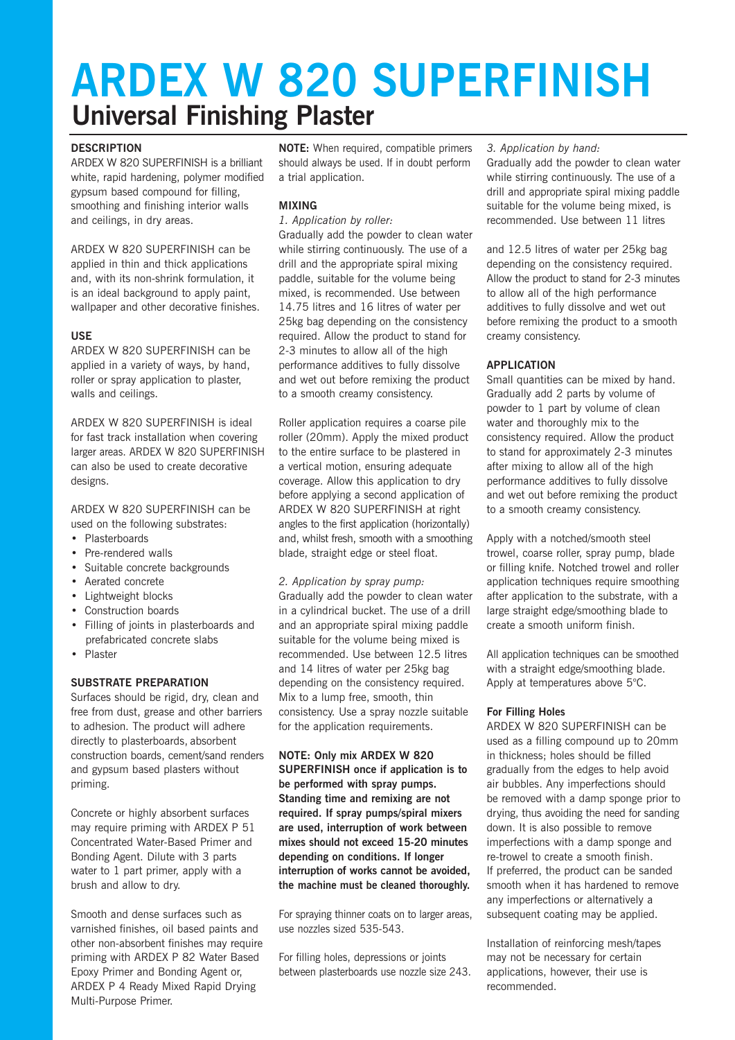# ARDEX W 820 SUPERFINISH

## Universal Finishing Plaster

### DESCRIPTION

ARDEX W 820 SUPERFINISH is a brilliant white, rapid hardening, polymer modified gypsum based compound for filling, smoothing and finishing interior walls and ceilings, in dry areas.

ARDEX W 820 SUPERFINISH can be applied in thin and thick applications and, with its non-shrink formulation, it is an ideal background to apply paint, wallpaper and other decorative finishes.

### USE

ARDEX W 820 SUPERFINISH can be applied in a variety of ways, by hand, roller or spray application to plaster, walls and ceilings.

ARDEX W 820 SUPERFINISH is ideal for fast track installation when covering larger areas. ARDEX W 820 SUPERFINISH can also be used to create decorative designs.

ARDEX W 820 SUPERFINISH can be used on the following substrates:

- Plasterboards
- Pre-rendered walls
- Suitable concrete backgrounds
- Aerated concrete
- Lightweight blocks
- Construction boards
- Filling of joints in plasterboards and prefabricated concrete slabs
- Plaster

### SUBSTRATE PREPARATION

Surfaces should be rigid, dry, clean and free from dust, grease and other barriers to adhesion. The product will adhere directly to plasterboards, absorbent construction boards, cement/sand renders and gypsum based plasters without priming.

Concrete or highly absorbent surfaces may require priming with ARDEX P 51 Concentrated Water-Based Primer and Bonding Agent. Dilute with 3 parts water to 1 part primer, apply with a brush and allow to dry.

Smooth and dense surfaces such as varnished finishes, oil based paints and other non-absorbent finishes may require priming with ARDEX P 82 Water Based Epoxy Primer and Bonding Agent or, ARDEX P 4 Ready Mixed Rapid Drying Multi-Purpose Primer.

**NOTE:** When required, compatible primers should always be used. If in doubt perform a trial application.

### MIXING

*1. Application by roller:*

Gradually add the powder to clean water while stirring continuously. The use of a drill and the appropriate spiral mixing paddle, suitable for the volume being mixed, is recommended. Use between 14.75 litres and 16 litres of water per 25kg bag depending on the consistency required. Allow the product to stand for 2-3 minutes to allow all of the high performance additives to fully dissolve and wet out before remixing the product to a smooth creamy consistency.

Roller application requires a coarse pile roller (20mm). Apply the mixed product to the entire surface to be plastered in a vertical motion, ensuring adequate coverage. Allow this application to dry before applying a second application of ARDEX W 820 SUPERFINISH at right angles to the first application (horizontally) and, whilst fresh, smooth with a smoothing blade, straight edge or steel float.

*2. Application by spray pump:*

Gradually add the powder to clean water in a cylindrical bucket. The use of a drill and an appropriate spiral mixing paddle suitable for the volume being mixed is recommended. Use between 12.5 litres and 14 litres of water per 25kg bag depending on the consistency required. Mix to a lump free, smooth, thin consistency. Use a spray nozzle suitable for the application requirements.

**NOTE: Only mix ARDEX W 820 SUPERFINISH once if application is to be performed with spray pumps. Standing time and remixing are not required. If spray pumps/spiral mixers are used, interruption of work between mixes should not exceed 15-20 minutes depending on conditions. If longer interruption of works cannot be avoided, the machine must be cleaned thoroughly.**

For spraying thinner coats on to larger areas, use nozzles sized 535-543.

For filling holes, depressions or joints between plasterboards use nozzle size 243.

*3. Application by hand:*

Gradually add the powder to clean water while stirring continuously. The use of a drill and appropriate spiral mixing paddle suitable for the volume being mixed, is recommended. Use between 11 litres and 12.5 litres of water per 25kg bag depending on the consistency required. Allow the product to stand for 2-3 minutes to allow all of the high performance additives to fully dissolve and wet out before remixing the product to a smooth creamy consistency.

### APPLICATION

Small quantities can be mixed by hand. Gradually add 2 parts by volume of powder to 1 part by volume of clean water and thoroughly mix to the consistency required. Allow the product to stand for approximately 2-3 minutes after mixing to allow all of the high performance additives to fully dissolve and wet out before remixing the product to a smooth creamy consistency.

Apply with a notched/smooth steel trowel, coarse roller, spray pump, blade or filling knife. Notched trowel and roller application techniques require smoothing after application to the substrate, with a large straight edge/smoothing blade to create a smooth uniform finish.

All application techniques can be smoothed with a straight edge/smoothing blade. Apply at temperatures above 5°C.

#### For Filling Holes

ARDEX W 820 SUPERFINISH can be used as a filling compound up to 20mm in thickness; holes should be filled gradually from the edges to help avoid air bubbles. Any imperfections should be removed with a damp sponge prior to drying, thus avoiding the need for sanding down. It is also possible to remove imperfections with a damp sponge and re-trowel to create a smooth finish. If preferred, the product can be sanded smooth when it has hardened to remove any imperfections or alternatively a subsequent coating may be applied.

Installation of reinforcing mesh/tapes may not be necessary for certain applications, however, their use is recommended.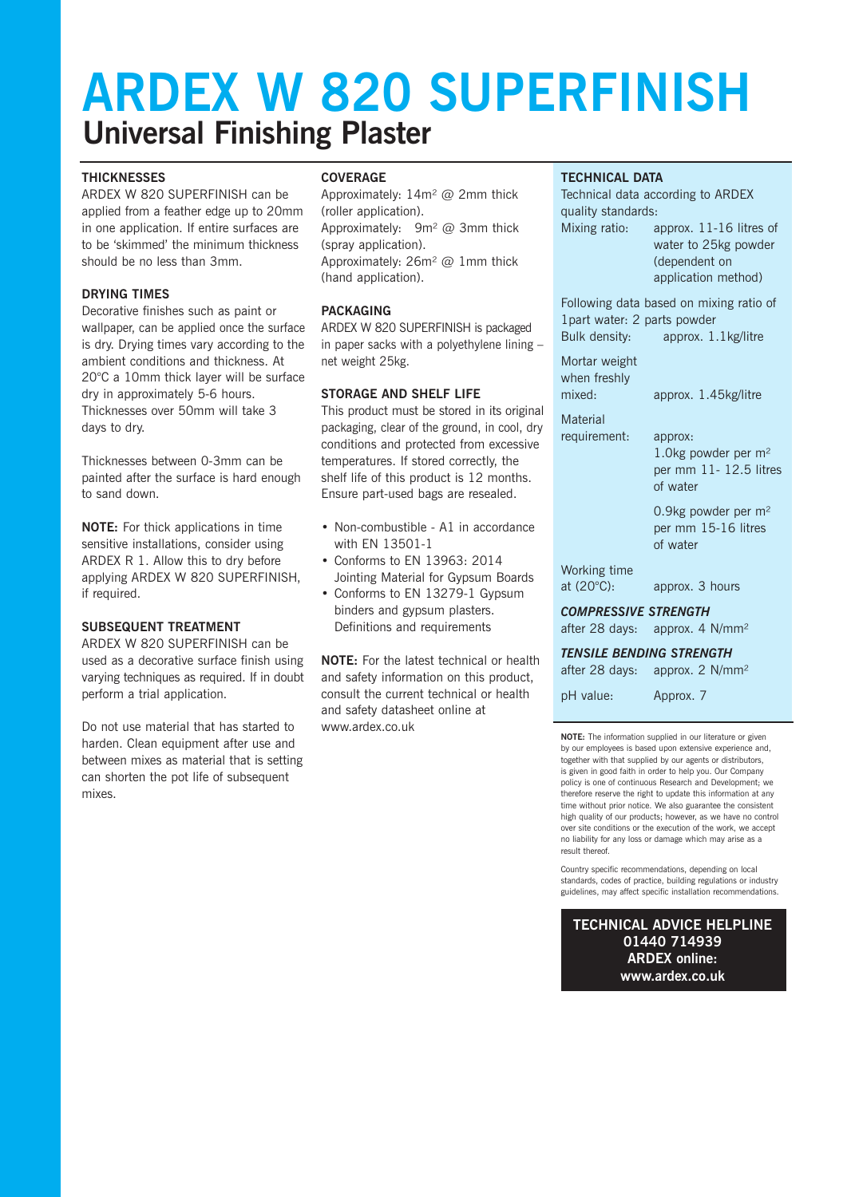# ARDEX W 820 SUPERFINISH

## Universal Finishing Plaster

### THICKNESSES

ARDEX W 820 SUPERFINISH can be applied from a feather edge up to 20mm in one application. If entire surfaces are to be 'skimmed' the minimum thickness should be no less than 3mm.

### DRYING TIMES

Decorative finishes such as paint or wallpaper, can be applied once the surface is dry. Drying times vary according to the ambient conditions and thickness. At 20°C a 10mm thick layer will be surface dry in approximately 5-6 hours. Thicknesses over 50mm will take 3 days to dry.

Thicknesses between 0-3mm can be painted after the surface is hard enough to sand down.

**NOTE:** For thick applications in time sensitive installations, consider using ARDEX R 1. Allow this to dry before applying ARDEX W 820 SUPERFINISH, if required.

### SUBSEQUENT TREATMENT

ARDEX W 820 SUPERFINISH can be used as a decorative surface finish using varying techniques as required. If in doubt perform a trial application.

Do not use material that has started to harden. Clean equipment after use and between mixes as material that is setting can shorten the pot life of subsequent mixes.

### COVERAGE

Approximately: 14m² @ 2mm thick (roller application).
Approximately: 9m² @ 3mm thick (spray application).
Approximately: 26m² @ 1mm thick (hand application).

### PACKAGING

ARDEX W 820 SUPERFINISH is packaged in paper sacks with a polyethylene lining – net weight 25kg.

### STORAGE AND SHELF LIFE

This product must be stored in its original packaging, clear of the ground, in cool, dry conditions and protected from excessive temperatures. If stored correctly, the shelf life of this product is 12 months. Ensure part-used bags are resealed.

- Non-combustible - A1 in accordance with EN 13501-1
- Conforms to EN 13963: 2014 Jointing Material for Gypsum Boards
- Conforms to EN 13279-1 Gypsum binders and gypsum plasters. Definitions and requirements

**NOTE:** For the latest technical or health and safety information on this product, consult the current technical or health and safety datasheet online at www.ardex.co.uk

### TECHNICAL DATA

Technical data according to ARDEX quality standards:

| | |
|---|---|
| Mixing ratio: | approx. 11-16 litres of water to 25kg powder (dependent on application method) |

Following data based on mixing ratio of 1part water: 2 parts powder

| | |
|---|---|
| Bulk density: | approx. 1.1kg/litre |
| Mortar weight when freshly mixed: | approx. 1.45kg/litre |
| Material requirement: | approx: 1.0kg powder per m² per mm 11- 12.5 litres of water |
| | 0.9kg powder per m² per mm 15-16 litres of water |
| Working time at (20°C): | approx. 3 hours |

***COMPRESSIVE STRENGTH***

after 28 days: approx. 4 N/mm²

***TENSILE BENDING STRENGTH***

after 28 days: approx. 2 N/mm²

pH value: Approx. 7

**NOTE:** The information supplied in our literature or given by our employees is based upon extensive experience and, together with that supplied by our agents or distributors, is given in good faith in order to help you. Our Company policy is one of continuous Research and Development; we therefore reserve the right to update this information at any time without prior notice. We also guarantee the consistent high quality of our products; however, as we have no control over site conditions or the execution of the work, we accept no liability for any loss or damage which may arise as a result thereof.

Country specific recommendations, depending on local standards, codes of practice, building regulations or industry guidelines, may affect specific installation recommendations.

**TECHNICAL ADVICE HELPLINE**
**01440 714939**
**ARDEX online:**
**www.ardex.co.uk**